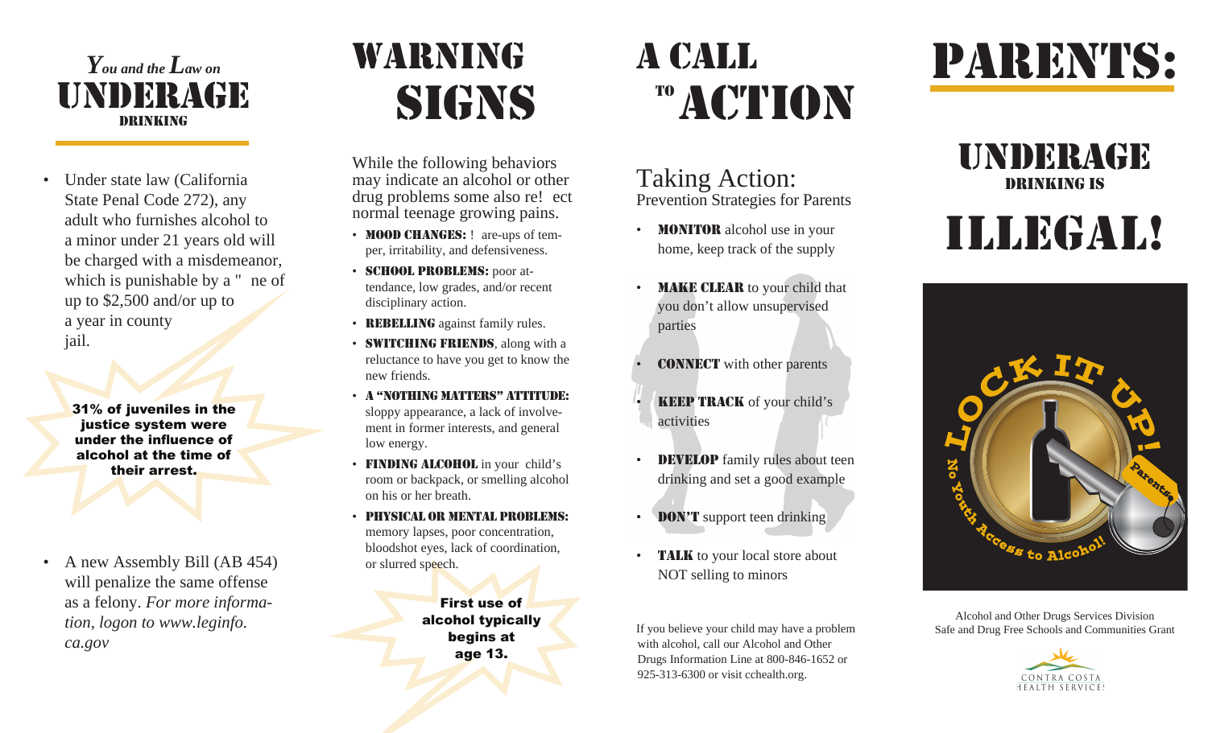# *You and the Law on* UNDERAGE DRINKING

- Under state law (California State Penal Code 272), any adult who furnishes alcohol to a minor under 21 years old will be charged with a misdemeanor, which is punishable by a " ne of up to $2,500 and/or up to a year in county jail.

**31% of juveniles in the justice system were under the influence of alcohol at the time of their arrest.**

- A new Assembly Bill (AB 454) will penalize the same offense as a felony. *For more information, logon to www.leginfo.ca.gov*

# WARNING SIGNS

While the following behaviors may indicate an alcohol or other drug problems some also re! ect normal teenage growing pains.

- **MOOD CHANGES:** ! are-ups of temper, irritability, and defensiveness.
- **SCHOOL PROBLEMS:** poor attendance, low grades, and/or recent disciplinary action.
- **REBELLING** against family rules.
- **SWITCHING FRIENDS**, along with a reluctance to have you get to know the new friends.
- **A "NOTHING MATTERS" ATTITUDE:** sloppy appearance, a lack of involvement in former interests, and general low energy.
- **FINDING ALCOHOL** in your child's room or backpack, or smelling alcohol on his or her breath.
- **PHYSICAL OR MENTAL PROBLEMS:** memory lapses, poor concentration, bloodshot eyes, lack of coordination, or slurred speech.

**First use of alcohol typically begins at age 13.**

# A CALL TO ACTION

## Taking Action:
Prevention Strategies for Parents

- **MONITOR** alcohol use in your home, keep track of the supply
- **MAKE CLEAR** to your child that you don't allow unsupervised parties
- **CONNECT** with other parents
- **KEEP TRACK** of your child's activities
- **DEVELOP** family rules about teen drinking and set a good example
- **DON'T** support teen drinking
- **TALK** to your local store about NOT selling to minors

If you believe your child may have a problem with alcohol, call our Alcohol and Other Drugs Information Line at 800-846-1652 or 925-313-6300 or visit cchealth.org.

# PARENTS:

## UNDERAGE DRINKING IS ILLEGAL!

LOCK IT UP! No Youth Access to Alcohol! Parents

Alcohol and Other Drugs Services Division
Safe and Drug Free Schools and Communities Grant

CONTRA COSTA HEALTH SERVICES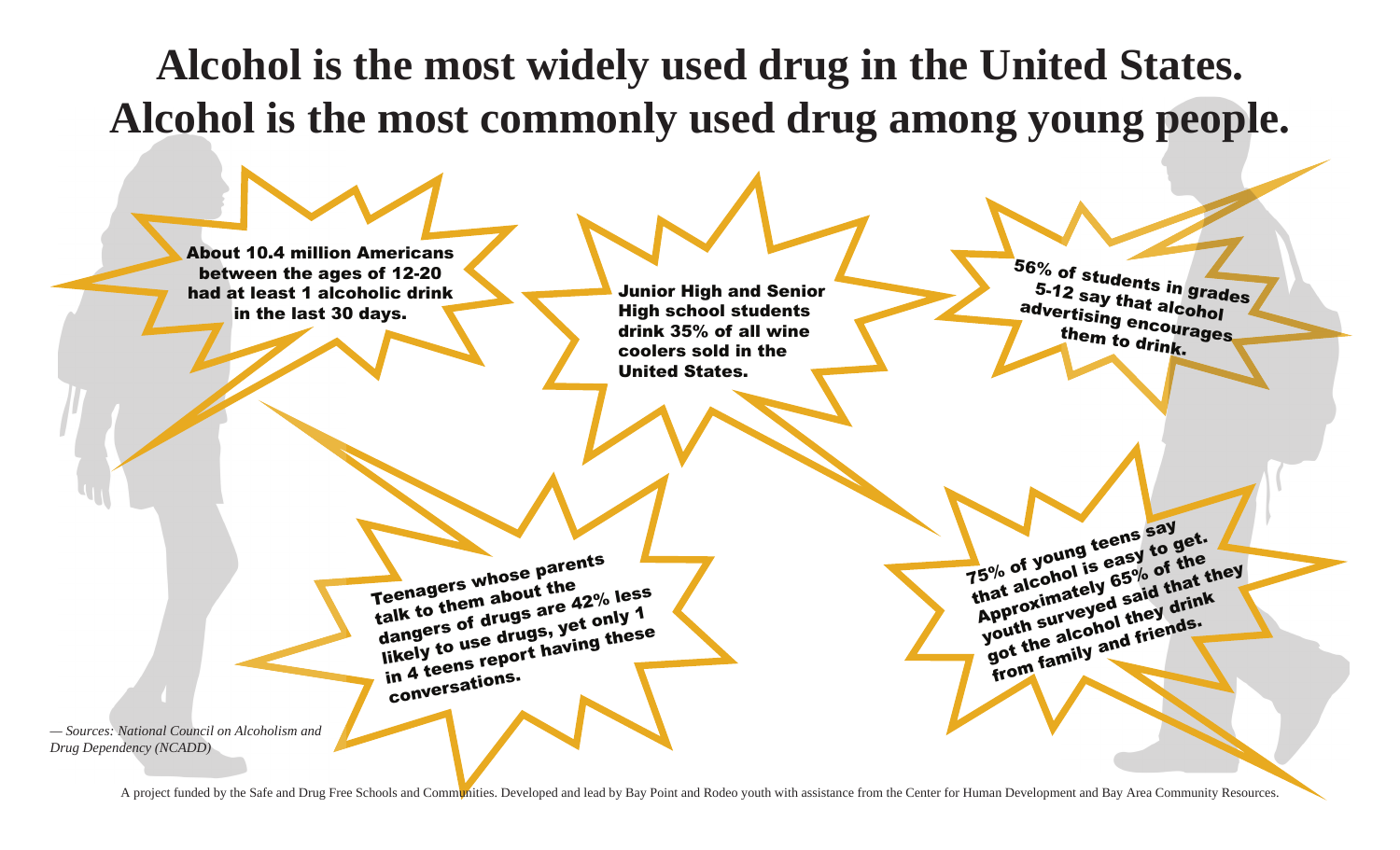# Alcohol is the most widely used drug in the United States. Alcohol is the most commonly used drug among young people.

**About 10.4 million Americans between the ages of 12-20 had at least 1 alcoholic drink in the last 30 days.**

**Junior High and Senior High school students drink 35% of all wine coolers sold in the United States.**

**56% of students in grades 5-12 say that alcohol advertising encourages them to drink.**

**Teenagers whose parents talk to them about the dangers of drugs are 42% less likely to use drugs, yet only 1 in 4 teens report having these conversations.**

**75% of young teens say that alcohol is easy to get. Approximately 65% of the youth surveyed said that they got the alcohol they drink from family and friends.**

*— Sources: National Council on Alcoholism and Drug Dependency (NCADD)*

A project funded by the Safe and Drug Free Schools and Communities. Developed and lead by Bay Point and Rodeo youth with assistance from the Center for Human Development and Bay Area Community Resources.